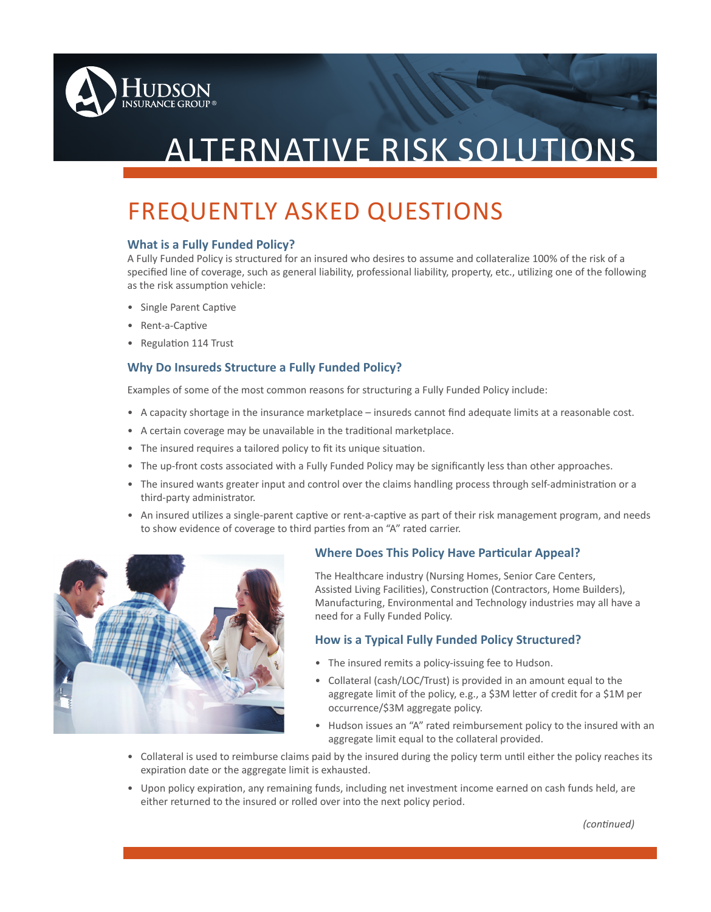# ALTERNATIVE RISK SOLUTIONS

## FREQUENTLY ASKED QUESTIONS

### What is a Fully Funded Policy?

A Fully Funded Policy is structured for an insured who desires to assume and collateralize 100% of the risk of a specified line of coverage, such as general liability, professional liability, property, etc., utilizing one of the following as the risk assumption vehicle:

- Single Parent Captive
- Rent-a-Captive
- Regulation 114 Trust

### Why Do Insureds Structure a Fully Funded Policy?

Examples of some of the most common reasons for structuring a Fully Funded Policy include:

- A capacity shortage in the insurance marketplace – insureds cannot find adequate limits at a reasonable cost.
- A certain coverage may be unavailable in the traditional marketplace.
- The insured requires a tailored policy to fit its unique situation.
- The up-front costs associated with a Fully Funded Policy may be significantly less than other approaches.
- The insured wants greater input and control over the claims handling process through self-administration or a third-party administrator.
- An insured utilizes a single-parent captive or rent-a-captive as part of their risk management program, and needs to show evidence of coverage to third parties from an "A" rated carrier.

### Where Does This Policy Have Particular Appeal?

The Healthcare industry (Nursing Homes, Senior Care Centers, Assisted Living Facilities), Construction (Contractors, Home Builders), Manufacturing, Environmental and Technology industries may all have a need for a Fully Funded Policy.

### How is a Typical Fully Funded Policy Structured?

- The insured remits a policy-issuing fee to Hudson.
- Collateral (cash/LOC/Trust) is provided in an amount equal to the aggregate limit of the policy, e.g., a $3M letter of credit for a $1M per occurrence/$3M aggregate policy.
- Hudson issues an "A" rated reimbursement policy to the insured with an aggregate limit equal to the collateral provided.
- Collateral is used to reimburse claims paid by the insured during the policy term until either the policy reaches its expiration date or the aggregate limit is exhausted.
- Upon policy expiration, any remaining funds, including net investment income earned on cash funds held, are either returned to the insured or rolled over into the next policy period.

*(continued)*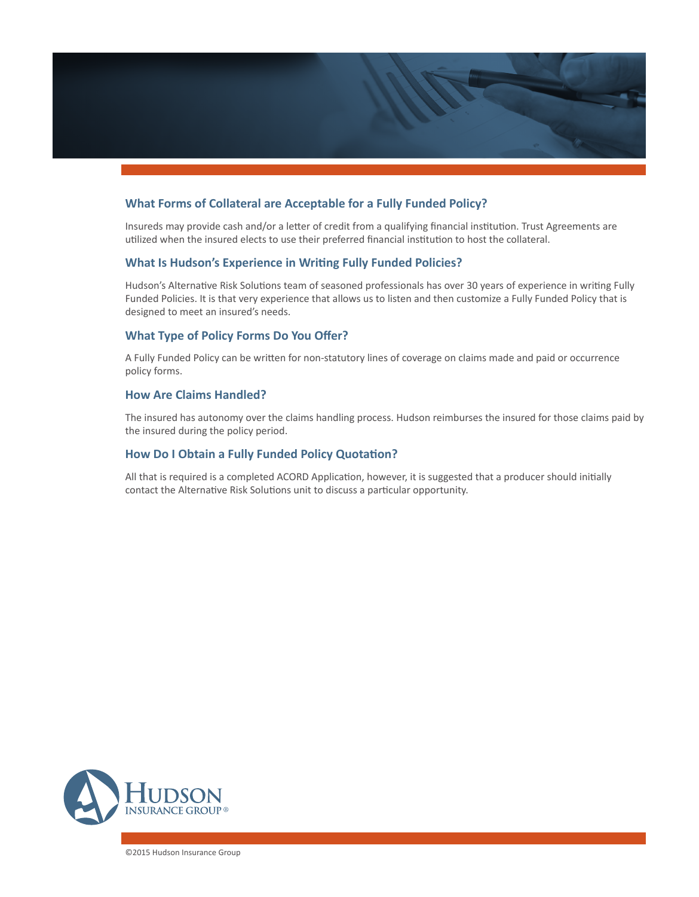### What Forms of Collateral are Acceptable for a Fully Funded Policy?

Insureds may provide cash and/or a letter of credit from a qualifying financial institution. Trust Agreements are utilized when the insured elects to use their preferred financial institution to host the collateral.

### What Is Hudson's Experience in Writing Fully Funded Policies?

Hudson's Alternative Risk Solutions team of seasoned professionals has over 30 years of experience in writing Fully Funded Policies. It is that very experience that allows us to listen and then customize a Fully Funded Policy that is designed to meet an insured's needs.

### What Type of Policy Forms Do You Offer?

A Fully Funded Policy can be written for non-statutory lines of coverage on claims made and paid or occurrence policy forms.

### How Are Claims Handled?

The insured has autonomy over the claims handling process. Hudson reimburses the insured for those claims paid by the insured during the policy period.

### How Do I Obtain a Fully Funded Policy Quotation?

All that is required is a completed ACORD Application, however, it is suggested that a producer should initially contact the Alternative Risk Solutions unit to discuss a particular opportunity.

HUDSON INSURANCE GROUP®

©2015 Hudson Insurance Group